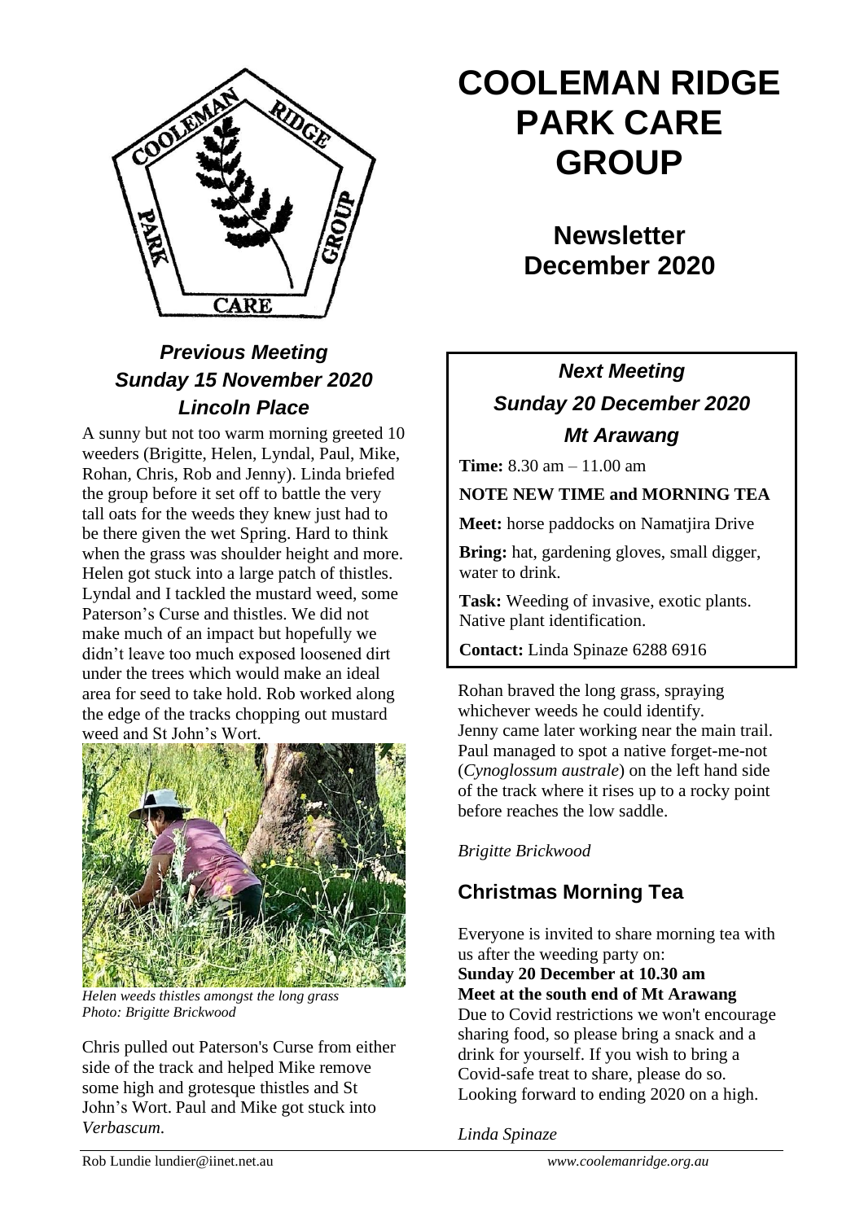# COOLEMAN RIDGE PARK CARE GROUP

## Newsletter December 2020

### *Previous Meeting Sunday 15 November 2020 Lincoln Place*

A sunny but not too warm morning greeted 10 weeders (Brigitte, Helen, Lyndal, Paul, Mike, Rohan, Chris, Rob and Jenny). Linda briefed the group before it set off to battle the very tall oats for the weeds they knew just had to be there given the wet Spring. Hard to think when the grass was shoulder height and more. Helen got stuck into a large patch of thistles. Lyndal and I tackled the mustard weed, some Paterson's Curse and thistles. We did not make much of an impact but hopefully we didn't leave too much exposed loosened dirt under the trees which would make an ideal area for seed to take hold. Rob worked along the edge of the tracks chopping out mustard weed and St John's Wort.

*Helen weeds thistles amongst the long grass*
*Photo: Brigitte Brickwood*

Chris pulled out Paterson's Curse from either side of the track and helped Mike remove some high and grotesque thistles and St John's Wort. Paul and Mike got stuck into *Verbascum*.

Rohan braved the long grass, spraying whichever weeds he could identify. Jenny came later working near the main trail. Paul managed to spot a native forget-me-not (*Cynoglossum australe*) on the left hand side of the track where it rises up to a rocky point before reaches the low saddle.

*Brigitte Brickwood*

### *Next Meeting Sunday 20 December 2020 Mt Arawang*

**Time:** 8.30 am – 11.00 am

**NOTE NEW TIME and MORNING TEA**

**Meet:** horse paddocks on Namatjira Drive

**Bring:** hat, gardening gloves, small digger, water to drink.

**Task:** Weeding of invasive, exotic plants. Native plant identification.

**Contact:** Linda Spinaze 6288 6916

## Christmas Morning Tea

Everyone is invited to share morning tea with us after the weeding party on:
**Sunday 20 December at 10.30 am**
**Meet at the south end of Mt Arawang**
Due to Covid restrictions we won't encourage sharing food, so please bring a snack and a drink for yourself. If you wish to bring a Covid-safe treat to share, please do so. Looking forward to ending 2020 on a high.

*Linda Spinaze*

Rob Lundie lundier@iinet.net.au *www.coolemanridge.org.au*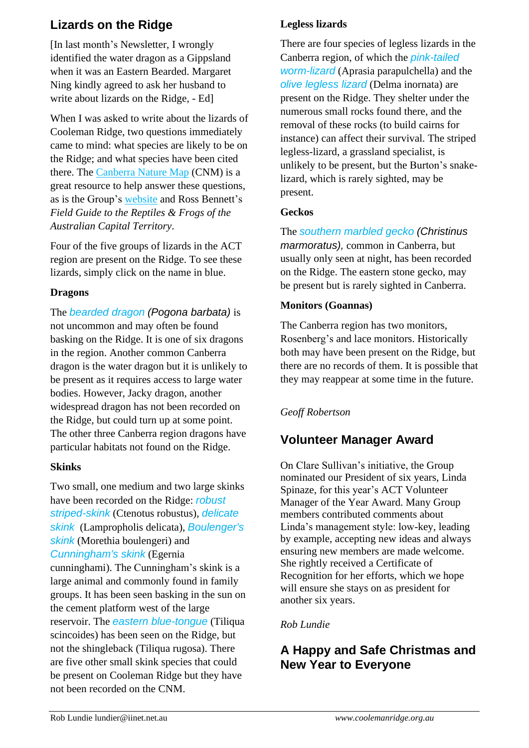## Lizards on the Ridge

[In last month's Newsletter, I wrongly identified the water dragon as a Gippsland when it was an Eastern Bearded. Margaret Ning kindly agreed to ask her husband to write about lizards on the Ridge, - Ed]

When I was asked to write about the lizards of Cooleman Ridge, two questions immediately came to mind: what species are likely to be on the Ridge; and what species have been cited there. The Canberra Nature Map (CNM) is a great resource to help answer these questions, as is the Group's website and Ross Bennett's *Field Guide to the Reptiles & Frogs of the Australian Capital Territory*.

Four of the five groups of lizards in the ACT region are present on the Ridge. To see these lizards, simply click on the name in blue.

### Dragons

The *bearded dragon (Pogona barbata)* is not uncommon and may often be found basking on the Ridge. It is one of six dragons in the region. Another common Canberra dragon is the water dragon but it is unlikely to be present as it requires access to large water bodies. However, Jacky dragon, another widespread dragon has not been recorded on the Ridge, but could turn up at some point. The other three Canberra region dragons have particular habitats not found on the Ridge.

### Skinks

Two small, one medium and two large skinks have been recorded on the Ridge: *robust striped-skink* (Ctenotus robustus), *delicate skink* (Lampropholis delicata), *Boulenger's skink* (Morethia boulengeri) and *Cunningham's skink* (Egernia cunninghami). The Cunningham's skink is a large animal and commonly found in family groups. It has been seen basking in the sun on the cement platform west of the large reservoir. The *eastern blue-tongue* (Tiliqua scincoides) has been seen on the Ridge, but not the shingleback (Tiliqua rugosa). There are five other small skink species that could be present on Cooleman Ridge but they have not been recorded on the CNM.

### Legless lizards

There are four species of legless lizards in the Canberra region, of which the *pink-tailed worm-lizard* (Aprasia parapulchella) and the *olive legless lizard* (Delma inornata) are present on the Ridge. They shelter under the numerous small rocks found there, and the removal of these rocks (to build cairns for instance) can affect their survival. The striped legless-lizard, a grassland specialist, is unlikely to be present, but the Burton's snake-lizard, which is rarely sighted, may be present.

### Geckos

The *southern marbled gecko (Christinus marmoratus),* common in Canberra, but usually only seen at night, has been recorded on the Ridge. The eastern stone gecko, may be present but is rarely sighted in Canberra.

### Monitors (Goannas)

The Canberra region has two monitors, Rosenberg's and lace monitors. Historically both may have been present on the Ridge, but there are no records of them. It is possible that they may reappear at some time in the future.

*Geoff Robertson*

## Volunteer Manager Award

On Clare Sullivan's initiative, the Group nominated our President of six years, Linda Spinaze, for this year's ACT Volunteer Manager of the Year Award. Many Group members contributed comments about Linda's management style: low-key, leading by example, accepting new ideas and always ensuring new members are made welcome. She rightly received a Certificate of Recognition for her efforts, which we hope will ensure she stays on as president for another six years.

*Rob Lundie*

## A Happy and Safe Christmas and New Year to Everyone